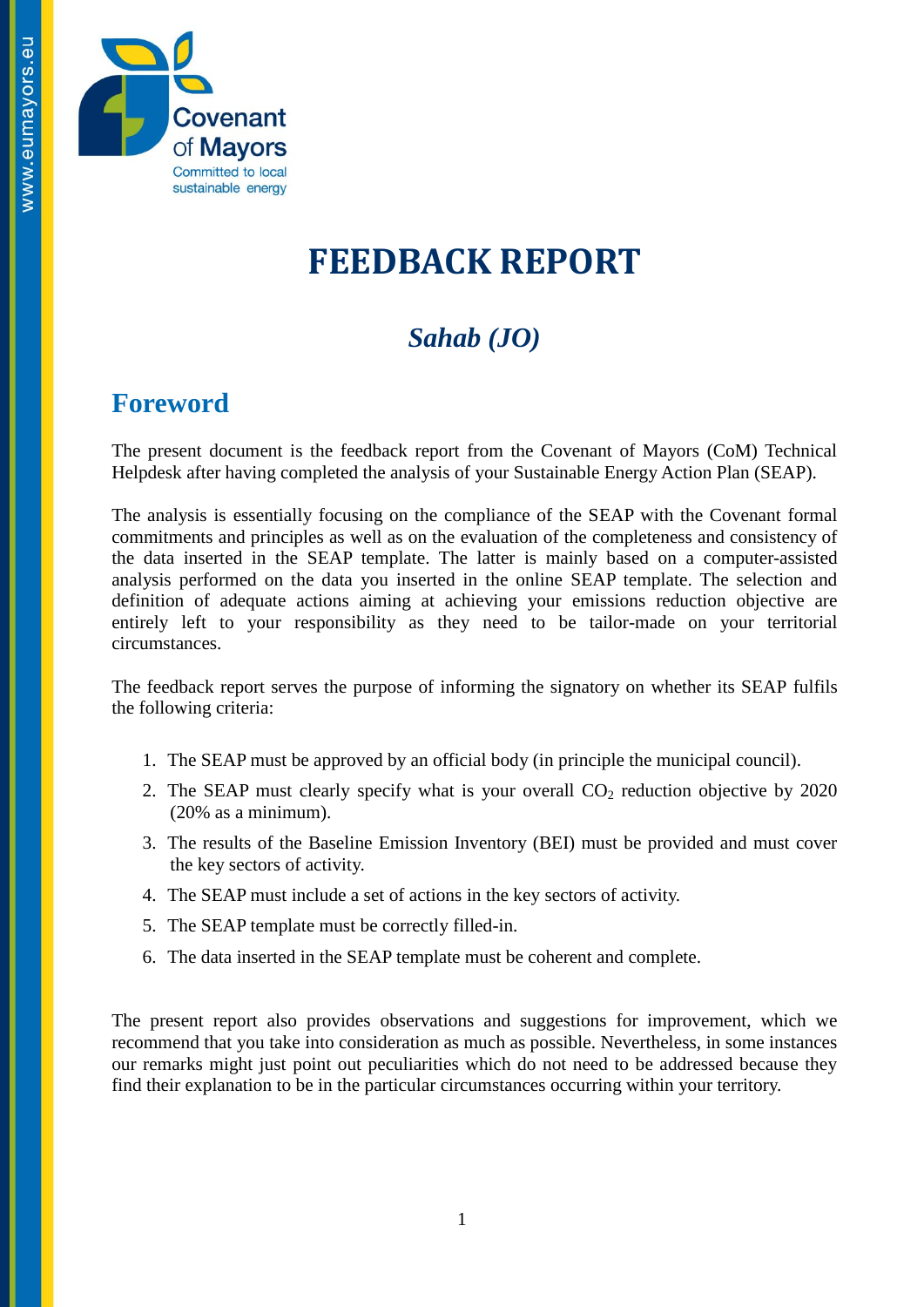Covenant of Mayors

Committed to local sustainable energy

# FEEDBACK REPORT

## *Sahab (JO)*

## Foreword

The present document is the feedback report from the Covenant of Mayors (CoM) Technical Helpdesk after having completed the analysis of your Sustainable Energy Action Plan (SEAP).

The analysis is essentially focusing on the compliance of the SEAP with the Covenant formal commitments and principles as well as on the evaluation of the completeness and consistency of the data inserted in the SEAP template. The latter is mainly based on a computer-assisted analysis performed on the data you inserted in the online SEAP template. The selection and definition of adequate actions aiming at achieving your emissions reduction objective are entirely left to your responsibility as they need to be tailor-made on your territorial circumstances.

The feedback report serves the purpose of informing the signatory on whether its SEAP fulfils the following criteria:

1. The SEAP must be approved by an official body (in principle the municipal council).
2. The SEAP must clearly specify what is your overall $CO_2$ reduction objective by 2020 (20% as a minimum).
3. The results of the Baseline Emission Inventory (BEI) must be provided and must cover the key sectors of activity.
4. The SEAP must include a set of actions in the key sectors of activity.
5. The SEAP template must be correctly filled-in.
6. The data inserted in the SEAP template must be coherent and complete.

The present report also provides observations and suggestions for improvement, which we recommend that you take into consideration as much as possible. Nevertheless, in some instances our remarks might just point out peculiarities which do not need to be addressed because they find their explanation to be in the particular circumstances occurring within your territory.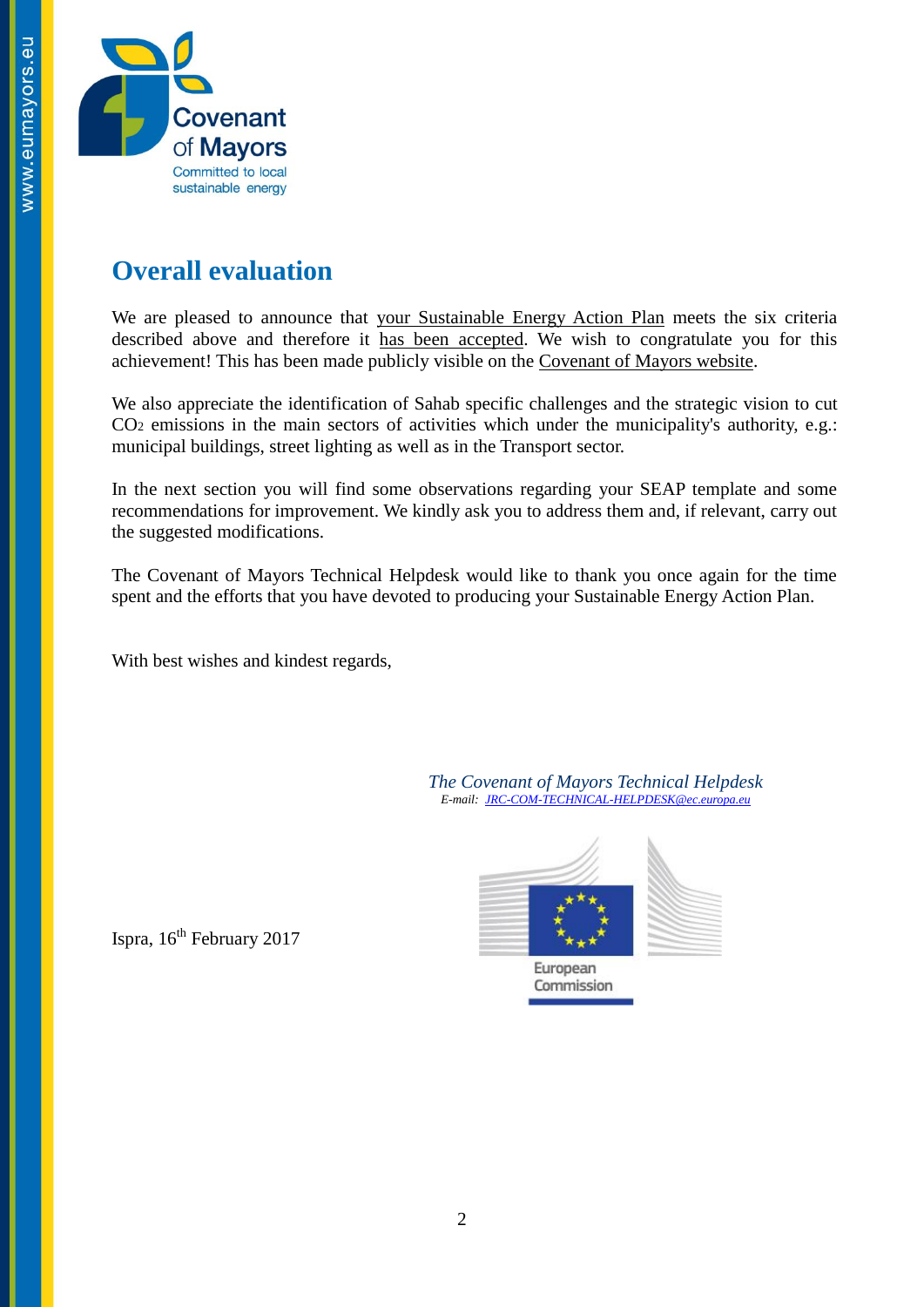## Overall evaluation

We are pleased to announce that your Sustainable Energy Action Plan meets the six criteria described above and therefore it has been accepted. We wish to congratulate you for this achievement! This has been made publicly visible on the Covenant of Mayors website.

We also appreciate the identification of Sahab specific challenges and the strategic vision to cut $CO_2$ emissions in the main sectors of activities which under the municipality's authority, e.g.: municipal buildings, street lighting as well as in the Transport sector.

In the next section you will find some observations regarding your SEAP template and some recommendations for improvement. We kindly ask you to address them and, if relevant, carry out the suggested modifications.

The Covenant of Mayors Technical Helpdesk would like to thank you once again for the time spent and the efforts that you have devoted to producing your Sustainable Energy Action Plan.

With best wishes and kindest regards,

*The Covenant of Mayors Technical Helpdesk*
*E-mail: JRC-COM-TECHNICAL-HELPDESK@ec.europa.eu*

Ispra, 16th February 2017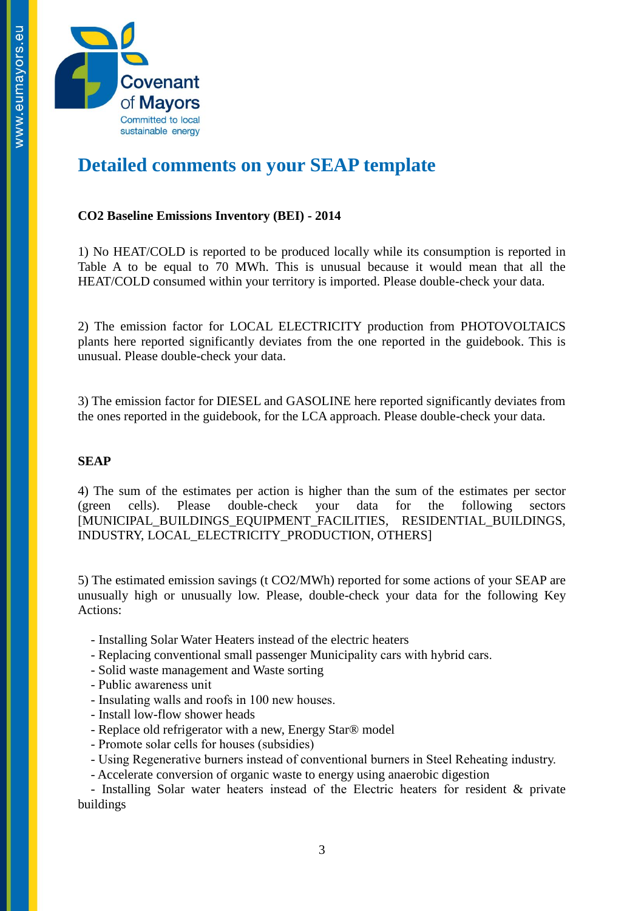# Detailed comments on your SEAP template

**$CO_2$ Baseline Emissions Inventory (BEI) - 2014**

1) No HEAT/COLD is reported to be produced locally while its consumption is reported in Table A to be equal to 70 MWh. This is unusual because it would mean that all the HEAT/COLD consumed within your territory is imported. Please double-check your data.

2) The emission factor for LOCAL ELECTRICITY production from PHOTOVOLTAICS plants here reported significantly deviates from the one reported in the guidebook. This is unusual. Please double-check your data.

3) The emission factor for DIESEL and GASOLINE here reported significantly deviates from the ones reported in the guidebook, for the LCA approach. Please double-check your data.

**SEAP**

4) The sum of the estimates per action is higher than the sum of the estimates per sector (green cells). Please double-check your data for the following sectors [MUNICIPAL_BUILDINGS_EQUIPMENT_FACILITIES, RESIDENTIAL_BUILDINGS, INDUSTRY, LOCAL_ELECTRICITY_PRODUCTION, OTHERS]

5) The estimated emission savings (t $CO_2$/MWh) reported for some actions of your SEAP are unusually high or unusually low. Please, double-check your data for the following Key Actions:

- Installing Solar Water Heaters instead of the electric heaters
- Replacing conventional small passenger Municipality cars with hybrid cars.
- Solid waste management and Waste sorting
- Public awareness unit
- Insulating walls and roofs in 100 new houses.
- Install low-flow shower heads
- Replace old refrigerator with a new, Energy Star® model
- Promote solar cells for houses (subsidies)
- Using Regenerative burners instead of conventional burners in Steel Reheating industry.
- Accelerate conversion of organic waste to energy using anaerobic digestion
- Installing Solar water heaters instead of the Electric heaters for resident & private buildings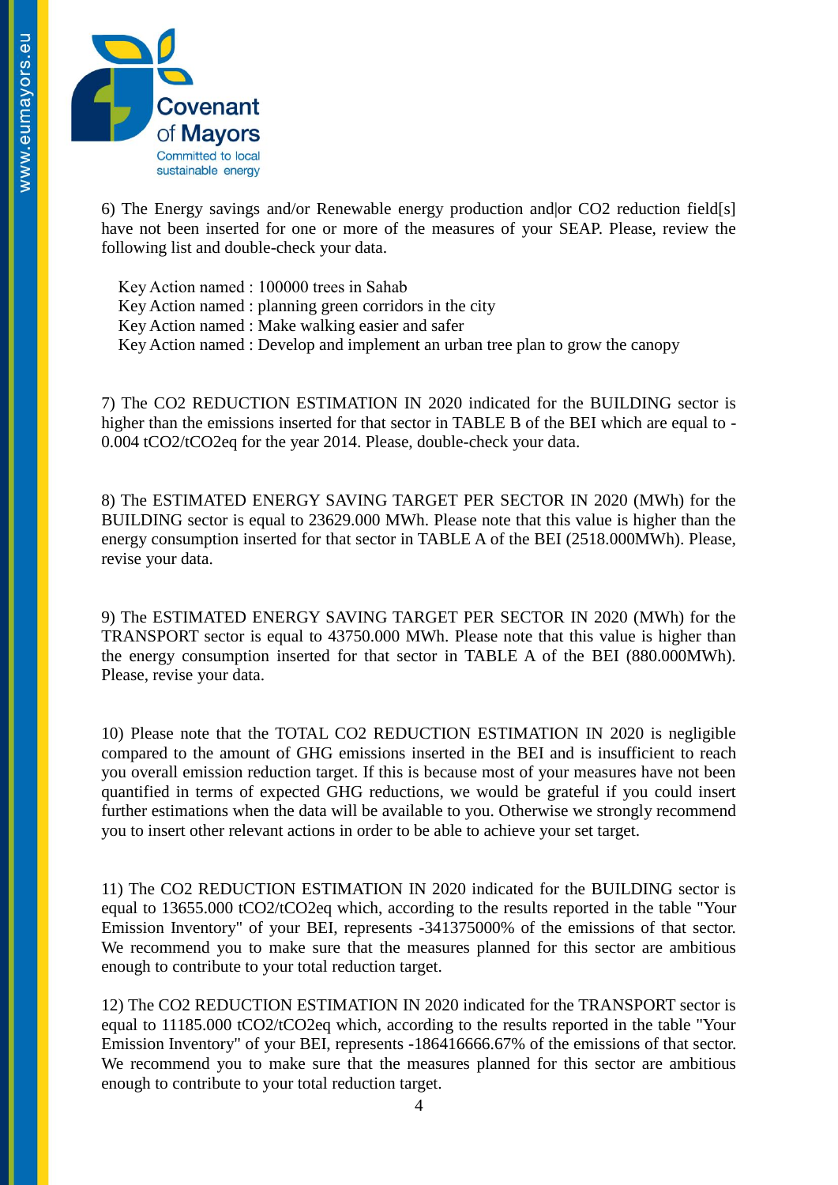6) The Energy savings and/or Renewable energy production and|or CO2 reduction field[s] have not been inserted for one or more of the measures of your SEAP. Please, review the following list and double-check your data.

Key Action named : 100000 trees in Sahab
Key Action named : planning green corridors in the city
Key Action named : Make walking easier and safer
Key Action named : Develop and implement an urban tree plan to grow the canopy

7) The CO2 REDUCTION ESTIMATION IN 2020 indicated for the BUILDING sector is higher than the emissions inserted for that sector in TABLE B of the BEI which are equal to -0.004 tCO2/tCO2eq for the year 2014. Please, double-check your data.

8) The ESTIMATED ENERGY SAVING TARGET PER SECTOR IN 2020 (MWh) for the BUILDING sector is equal to 23629.000 MWh. Please note that this value is higher than the energy consumption inserted for that sector in TABLE A of the BEI (2518.000MWh). Please, revise your data.

9) The ESTIMATED ENERGY SAVING TARGET PER SECTOR IN 2020 (MWh) for the TRANSPORT sector is equal to 43750.000 MWh. Please note that this value is higher than the energy consumption inserted for that sector in TABLE A of the BEI (880.000MWh). Please, revise your data.

10) Please note that the TOTAL CO2 REDUCTION ESTIMATION IN 2020 is negligible compared to the amount of GHG emissions inserted in the BEI and is insufficient to reach you overall emission reduction target. If this is because most of your measures have not been quantified in terms of expected GHG reductions, we would be grateful if you could insert further estimations when the data will be available to you. Otherwise we strongly recommend you to insert other relevant actions in order to be able to achieve your set target.

11) The CO2 REDUCTION ESTIMATION IN 2020 indicated for the BUILDING sector is equal to 13655.000 tCO2/tCO2eq which, according to the results reported in the table "Your Emission Inventory" of your BEI, represents -341375000% of the emissions of that sector. We recommend you to make sure that the measures planned for this sector are ambitious enough to contribute to your total reduction target.

12) The CO2 REDUCTION ESTIMATION IN 2020 indicated for the TRANSPORT sector is equal to 11185.000 tCO2/tCO2eq which, according to the results reported in the table "Your Emission Inventory" of your BEI, represents -186416666.67% of the emissions of that sector. We recommend you to make sure that the measures planned for this sector are ambitious enough to contribute to your total reduction target.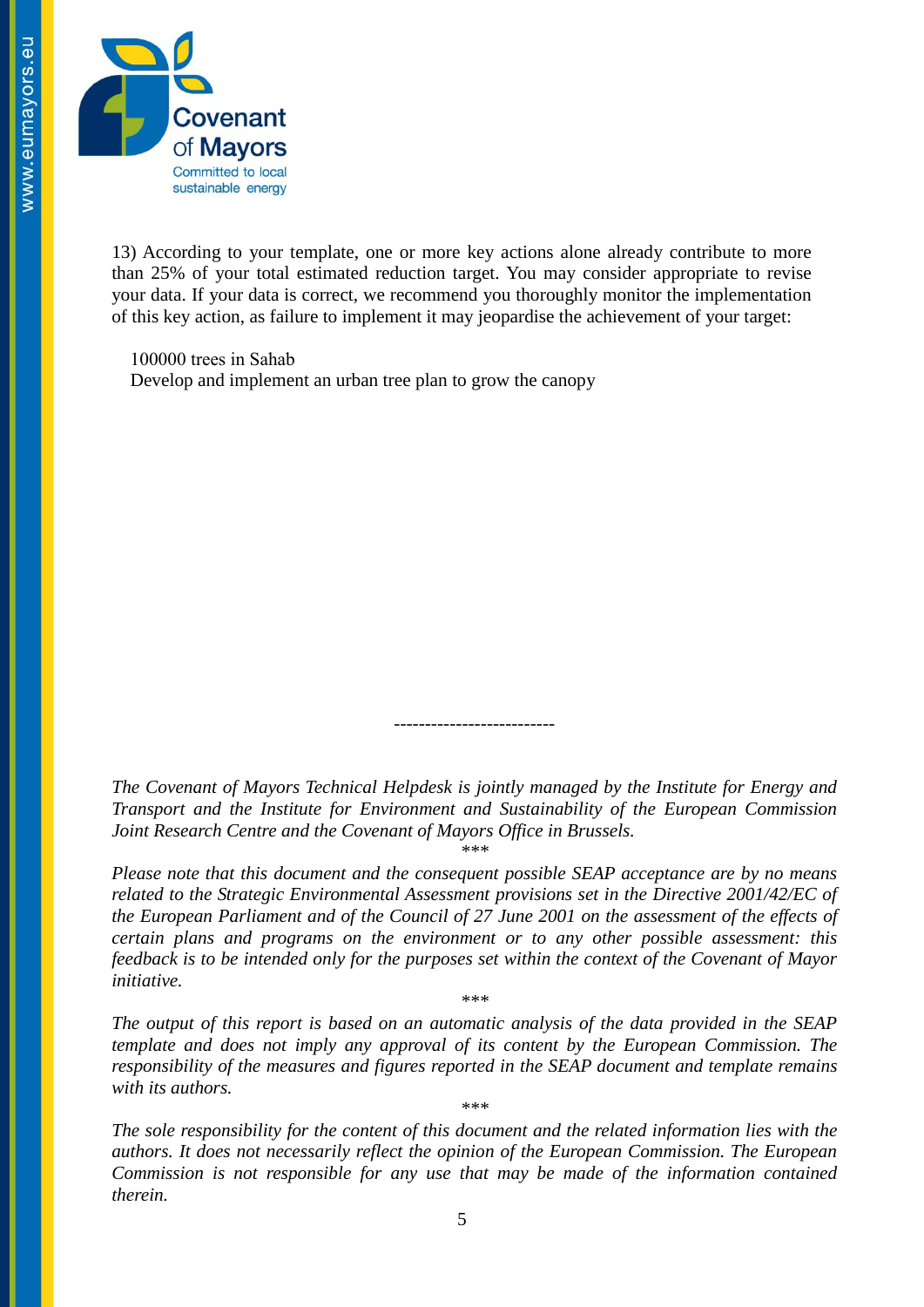13) According to your template, one or more key actions alone already contribute to more than 25% of your total estimated reduction target. You may consider appropriate to revise your data. If your data is correct, we recommend you thoroughly monitor the implementation of this key action, as failure to implement it may jeopardise the achievement of your target:

100000 trees in Sahab
Develop and implement an urban tree plan to grow the canopy

--------------------------

*The Covenant of Mayors Technical Helpdesk is jointly managed by the Institute for Energy and Transport and the Institute for Environment and Sustainability of the European Commission Joint Research Centre and the Covenant of Mayors Office in Brussels.*

\*\*\*

*Please note that this document and the consequent possible SEAP acceptance are by no means related to the Strategic Environmental Assessment provisions set in the Directive 2001/42/EC of the European Parliament and of the Council of 27 June 2001 on the assessment of the effects of certain plans and programs on the environment or to any other possible assessment: this feedback is to be intended only for the purposes set within the context of the Covenant of Mayor initiative.*

\*\*\*

*The output of this report is based on an automatic analysis of the data provided in the SEAP template and does not imply any approval of its content by the European Commission. The responsibility of the measures and figures reported in the SEAP document and template remains with its authors.*

\*\*\*

*The sole responsibility for the content of this document and the related information lies with the authors. It does not necessarily reflect the opinion of the European Commission. The European Commission is not responsible for any use that may be made of the information contained therein.*